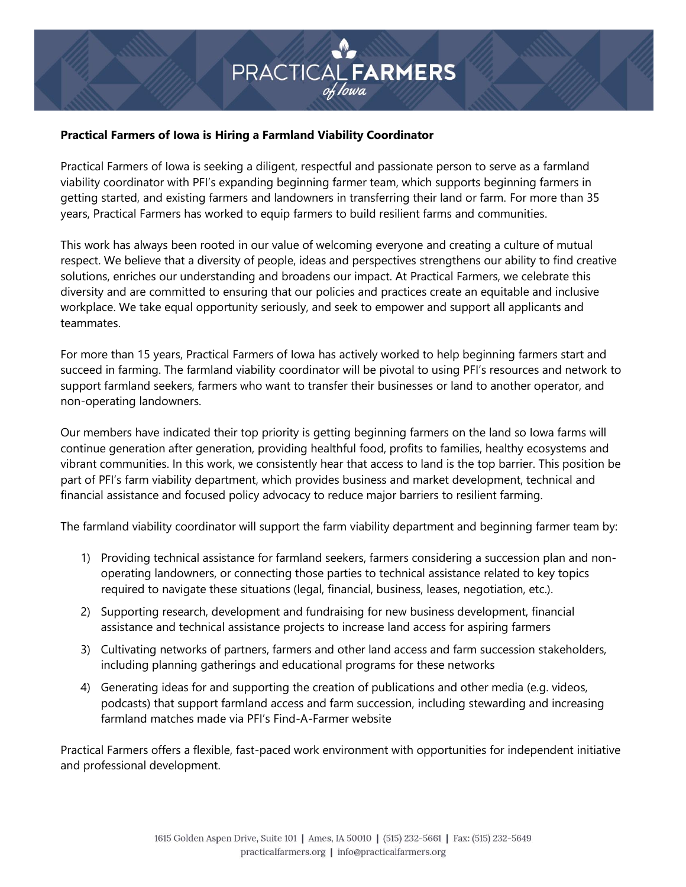**Practical Farmers of Iowa is Hiring a Farmland Viability Coordinator**

Practical Farmers of Iowa is seeking a diligent, respectful and passionate person to serve as a farmland viability coordinator with PFI's expanding beginning farmer team, which supports beginning farmers in getting started, and existing farmers and landowners in transferring their land or farm. For more than 35 years, Practical Farmers has worked to equip farmers to build resilient farms and communities.

This work has always been rooted in our value of welcoming everyone and creating a culture of mutual respect. We believe that a diversity of people, ideas and perspectives strengthens our ability to find creative solutions, enriches our understanding and broadens our impact. At Practical Farmers, we celebrate this diversity and are committed to ensuring that our policies and practices create an equitable and inclusive workplace. We take equal opportunity seriously, and seek to empower and support all applicants and teammates.

For more than 15 years, Practical Farmers of Iowa has actively worked to help beginning farmers start and succeed in farming. The farmland viability coordinator will be pivotal to using PFI's resources and network to support farmland seekers, farmers who want to transfer their businesses or land to another operator, and non-operating landowners.

Our members have indicated their top priority is getting beginning farmers on the land so Iowa farms will continue generation after generation, providing healthful food, profits to families, healthy ecosystems and vibrant communities. In this work, we consistently hear that access to land is the top barrier. This position be part of PFI's farm viability department, which provides business and market development, technical and financial assistance and focused policy advocacy to reduce major barriers to resilient farming.

The farmland viability coordinator will support the farm viability department and beginning farmer team by:

1) Providing technical assistance for farmland seekers, farmers considering a succession plan and non-operating landowners, or connecting those parties to technical assistance related to key topics required to navigate these situations (legal, financial, business, leases, negotiation, etc.).
2) Supporting research, development and fundraising for new business development, financial assistance and technical assistance projects to increase land access for aspiring farmers
3) Cultivating networks of partners, farmers and other land access and farm succession stakeholders, including planning gatherings and educational programs for these networks
4) Generating ideas for and supporting the creation of publications and other media (e.g. videos, podcasts) that support farmland access and farm succession, including stewarding and increasing farmland matches made via PFI's Find-A-Farmer website

Practical Farmers offers a flexible, fast-paced work environment with opportunities for independent initiative and professional development.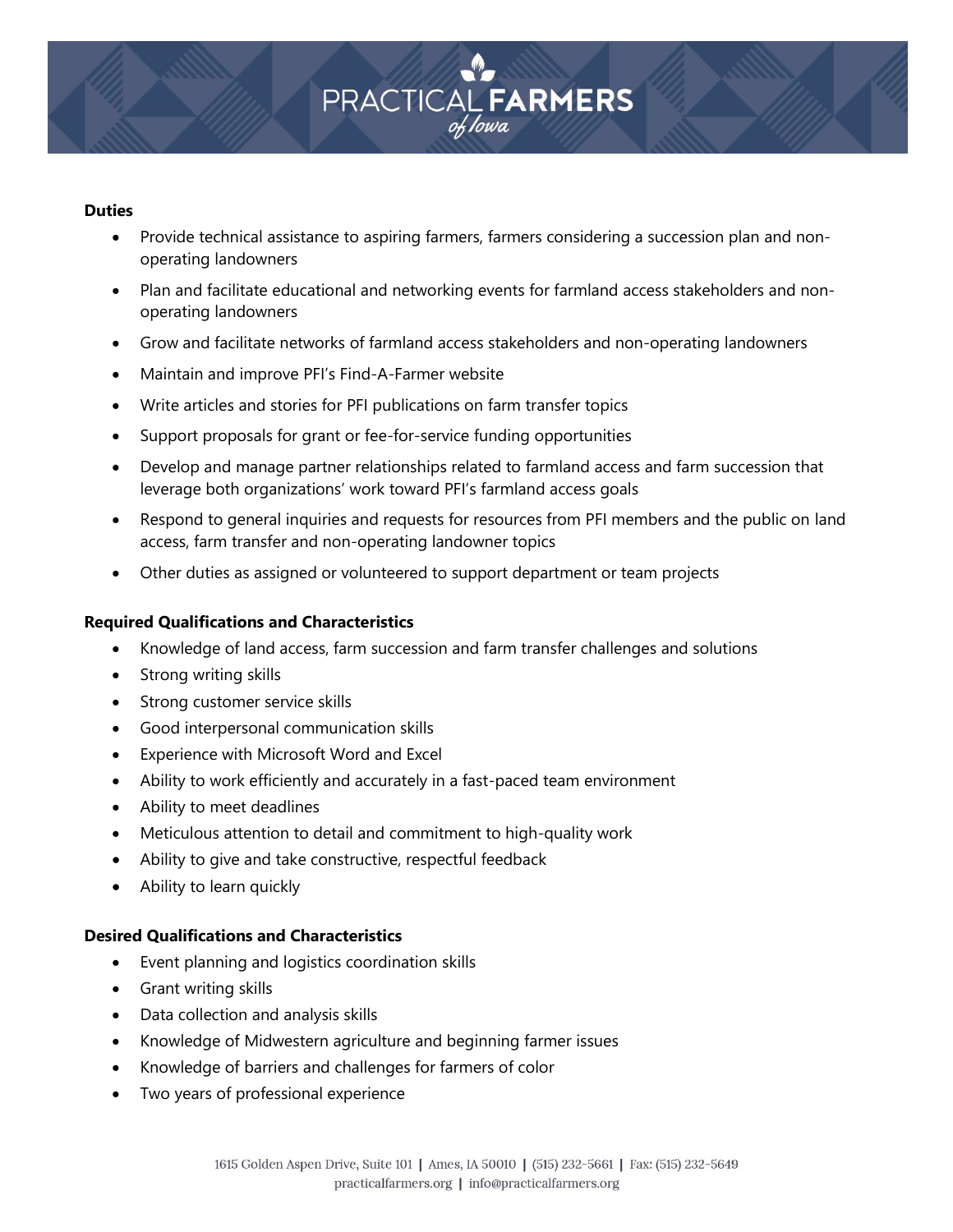**Duties**

- Provide technical assistance to aspiring farmers, farmers considering a succession plan and non-operating landowners
- Plan and facilitate educational and networking events for farmland access stakeholders and non-operating landowners
- Grow and facilitate networks of farmland access stakeholders and non-operating landowners
- Maintain and improve PFI's Find-A-Farmer website
- Write articles and stories for PFI publications on farm transfer topics
- Support proposals for grant or fee-for-service funding opportunities
- Develop and manage partner relationships related to farmland access and farm succession that leverage both organizations' work toward PFI's farmland access goals
- Respond to general inquiries and requests for resources from PFI members and the public on land access, farm transfer and non-operating landowner topics
- Other duties as assigned or volunteered to support department or team projects

**Required Qualifications and Characteristics**

- Knowledge of land access, farm succession and farm transfer challenges and solutions
- Strong writing skills
- Strong customer service skills
- Good interpersonal communication skills
- Experience with Microsoft Word and Excel
- Ability to work efficiently and accurately in a fast-paced team environment
- Ability to meet deadlines
- Meticulous attention to detail and commitment to high-quality work
- Ability to give and take constructive, respectful feedback
- Ability to learn quickly

**Desired Qualifications and Characteristics**

- Event planning and logistics coordination skills
- Grant writing skills
- Data collection and analysis skills
- Knowledge of Midwestern agriculture and beginning farmer issues
- Knowledge of barriers and challenges for farmers of color
- Two years of professional experience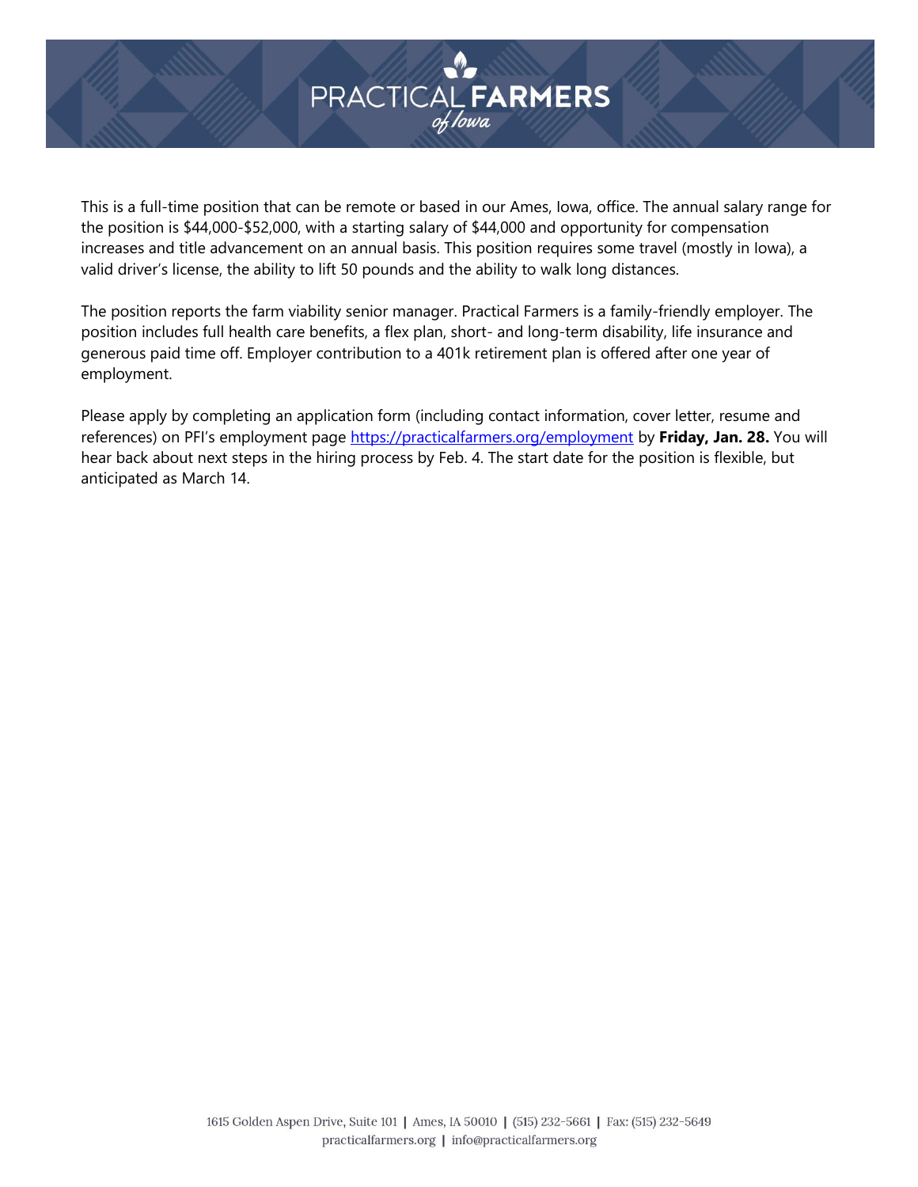This is a full-time position that can be remote or based in our Ames, Iowa, office. The annual salary range for the position is $44,000-$52,000, with a starting salary of $44,000 and opportunity for compensation increases and title advancement on an annual basis. This position requires some travel (mostly in Iowa), a valid driver's license, the ability to lift 50 pounds and the ability to walk long distances.

The position reports the farm viability senior manager. Practical Farmers is a family-friendly employer. The position includes full health care benefits, a flex plan, short- and long-term disability, life insurance and generous paid time off. Employer contribution to a 401k retirement plan is offered after one year of employment.

Please apply by completing an application form (including contact information, cover letter, resume and references) on PFI's employment page https://practicalfarmers.org/employment by **Friday, Jan. 28.** You will hear back about next steps in the hiring process by Feb. 4. The start date for the position is flexible, but anticipated as March 14.